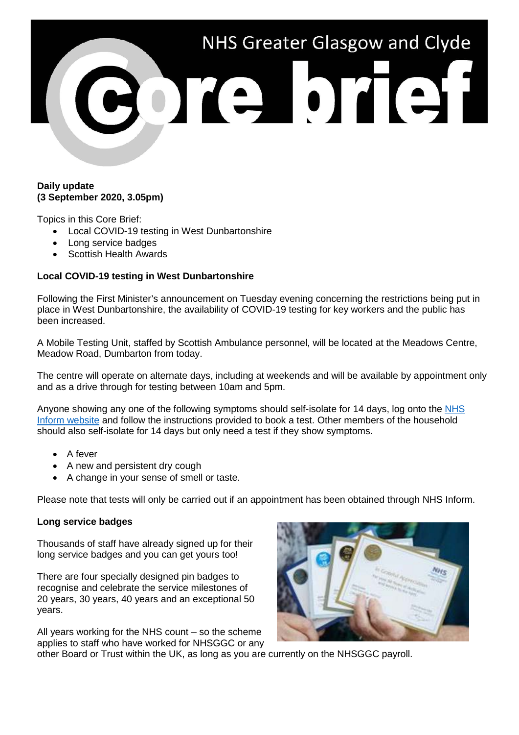# NHS Greater Glasgow and Clyde Core brief

**Daily update**
**(3 September 2020, 3.05pm)**

Topics in this Core Brief:

- Local COVID-19 testing in West Dunbartonshire
- Long service badges
- Scottish Health Awards

**Local COVID-19 testing in West Dunbartonshire**

Following the First Minister's announcement on Tuesday evening concerning the restrictions being put in place in West Dunbartonshire, the availability of COVID-19 testing for key workers and the public has been increased.

A Mobile Testing Unit, staffed by Scottish Ambulance personnel, will be located at the Meadows Centre, Meadow Road, Dumbarton from today.

The centre will operate on alternate days, including at weekends and will be available by appointment only and as a drive through for testing between 10am and 5pm.

Anyone showing any one of the following symptoms should self-isolate for 14 days, log onto the NHS Inform website and follow the instructions provided to book a test. Other members of the household should also self-isolate for 14 days but only need a test if they show symptoms.

- A fever
- A new and persistent dry cough
- A change in your sense of smell or taste.

Please note that tests will only be carried out if an appointment has been obtained through NHS Inform.

**Long service badges**

Thousands of staff have already signed up for their long service badges and you can get yours too!

There are four specially designed pin badges to recognise and celebrate the service milestones of 20 years, 30 years, 40 years and an exceptional 50 years.

All years working for the NHS count – so the scheme applies to staff who have worked for NHSGGC or any other Board or Trust within the UK, as long as you are currently on the NHSGGC payroll.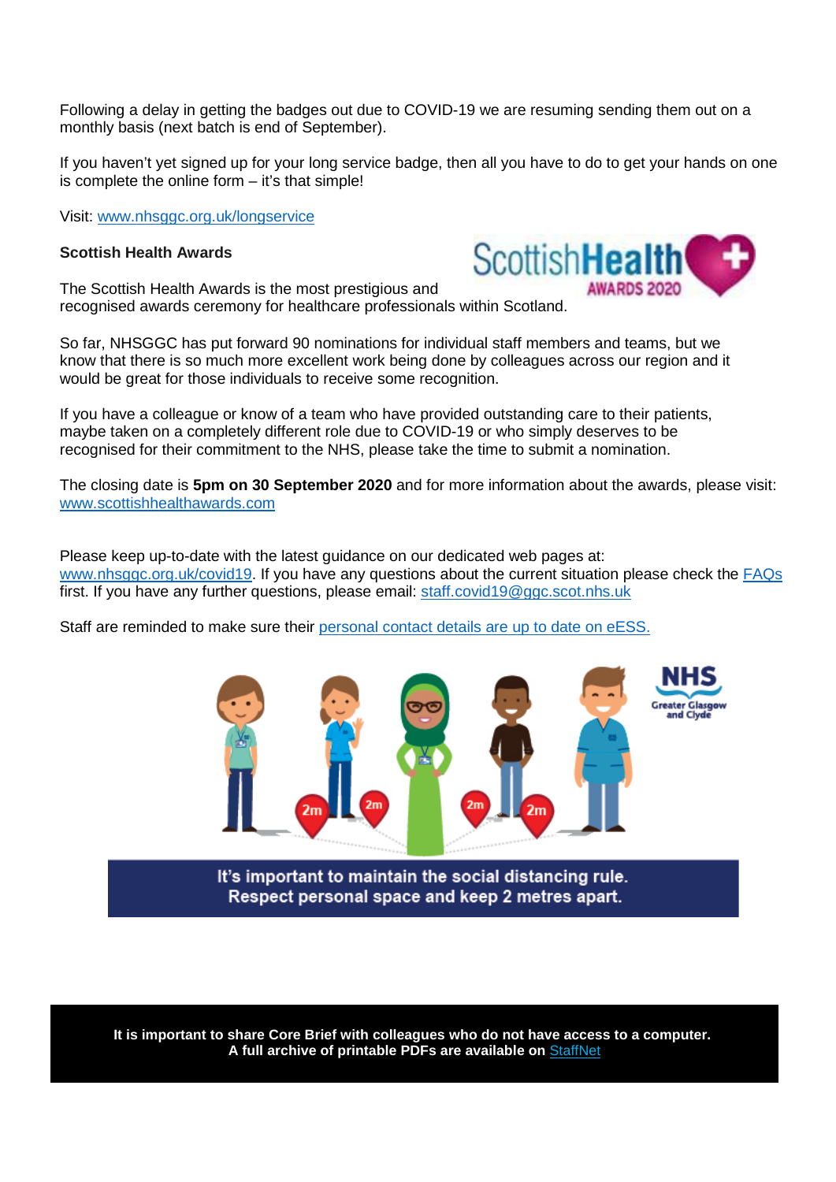Following a delay in getting the badges out due to COVID-19 we are resuming sending them out on a monthly basis (next batch is end of September).

If you haven't yet signed up for your long service badge, then all you have to do to get your hands on one is complete the online form – it's that simple!

Visit: [www.nhsggc.org.uk/longservice](www.nhsggc.org.uk/longservice)

**Scottish Health Awards**

The Scottish Health Awards is the most prestigious and recognised awards ceremony for healthcare professionals within Scotland.

So far, NHSGGC has put forward 90 nominations for individual staff members and teams, but we know that there is so much more excellent work being done by colleagues across our region and it would be great for those individuals to receive some recognition.

If you have a colleague or know of a team who have provided outstanding care to their patients, maybe taken on a completely different role due to COVID-19 or who simply deserves to be recognised for their commitment to the NHS, please take the time to submit a nomination.

The closing date is **5pm on 30 September 2020** and for more information about the awards, please visit: [www.scottishhealthawards.com](www.scottishhealthawards.com)

Please keep up-to-date with the latest guidance on our dedicated web pages at: [www.nhsggc.org.uk/covid19](www.nhsggc.org.uk/covid19). If you have any questions about the current situation please check the FAQs first. If you have any further questions, please email: staff.covid19@ggc.scot.nhs.uk

Staff are reminded to make sure their personal contact details are up to date on eESS.

It's important to maintain the social distancing rule.
Respect personal space and keep 2 metres apart.

**It is important to share Core Brief with colleagues who do not have access to a computer.**
**A full archive of printable PDFs are available on** StaffNet